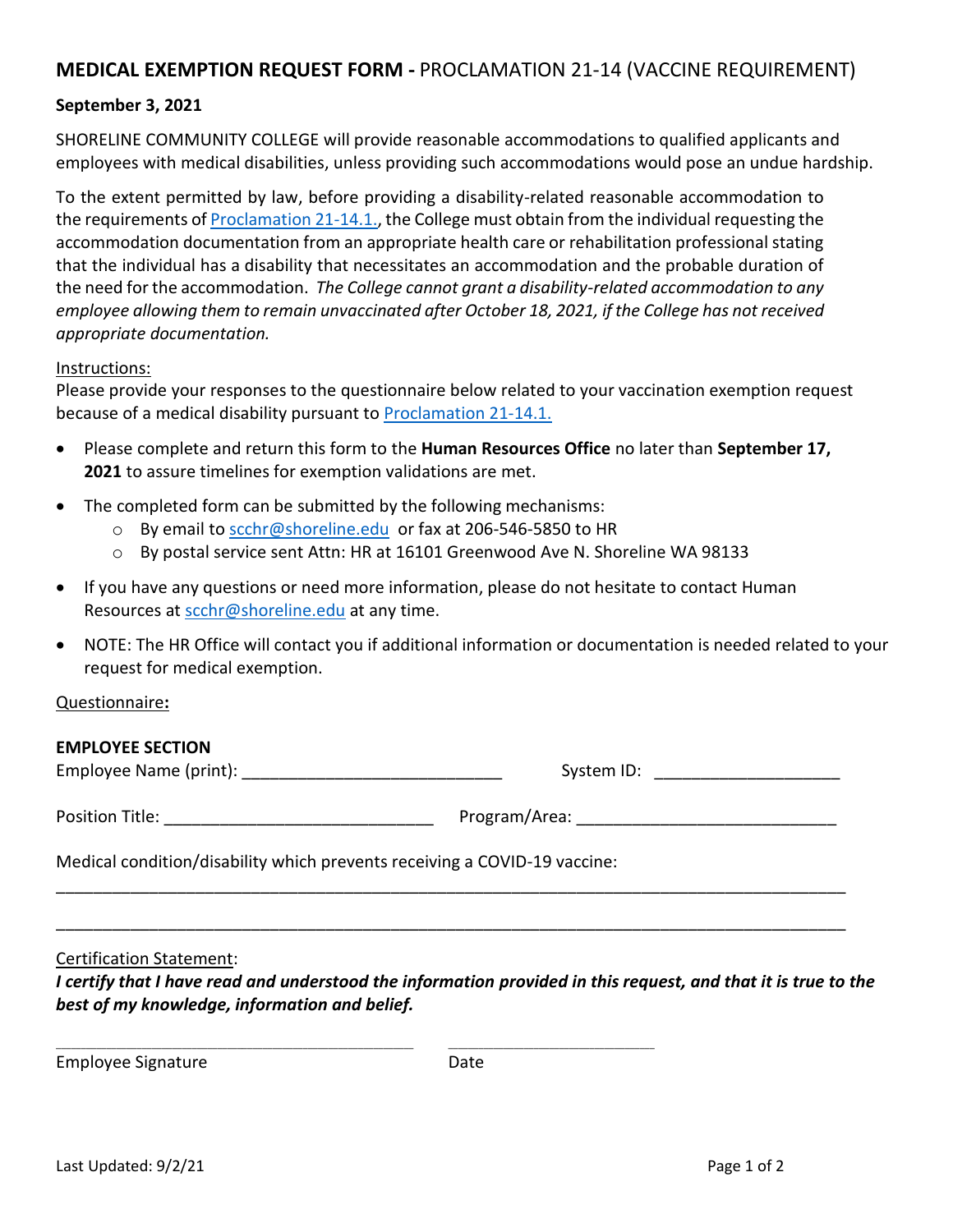# **MEDICAL EXEMPTION REQUEST FORM -** PROCLAMATION 21-14 (VACCINE REQUIREMENT)

**September 3, 2021**

SHORELINE COMMUNITY COLLEGE will provide reasonable accommodations to qualified applicants and employees with medical disabilities, unless providing such accommodations would pose an undue hardship.

To the extent permitted by law, before providing a disability-related reasonable accommodation to the requirements of [Proclamation 21-14.1.](Proclamation 21-14.1.), the College must obtain from the individual requesting the accommodation documentation from an appropriate health care or rehabilitation professional stating that the individual has a disability that necessitates an accommodation and the probable duration of the need for the accommodation. *The College cannot grant a disability-related accommodation to any employee allowing them to remain unvaccinated after October 18, 2021, if the College has not received appropriate documentation.*

Instructions:
Please provide your responses to the questionnaire below related to your vaccination exemption request because of a medical disability pursuant to Proclamation 21-14.1.

- Please complete and return this form to the **Human Resources Office** no later than **September 17, 2021** to assure timelines for exemption validations are met.
- The completed form can be submitted by the following mechanisms:
  - By email to scchr@shoreline.edu or fax at 206-546-5850 to HR
  - By postal service sent Attn: HR at 16101 Greenwood Ave N. Shoreline WA 98133
- If you have any questions or need more information, please do not hesitate to contact Human Resources at scchr@shoreline.edu at any time.
- NOTE: The HR Office will contact you if additional information or documentation is needed related to your request for medical exemption.

Questionnaire**:**

**EMPLOYEE SECTION**

Employee Name (print): ____________________________ System ID: ____________________

Position Title: _____________________________ Program/Area: ___________________________

Medical condition/disability which prevents receiving a COVID-19 vaccine:

_______________________________________________________________________________________

_______________________________________________________________________________________

Certification Statement:
***I certify that I have read and understood the information provided in this request, and that it is true to the best of my knowledge, information and belief.***

_______________________________________ ______________________

Employee Signature Date

Last Updated: 9/2/21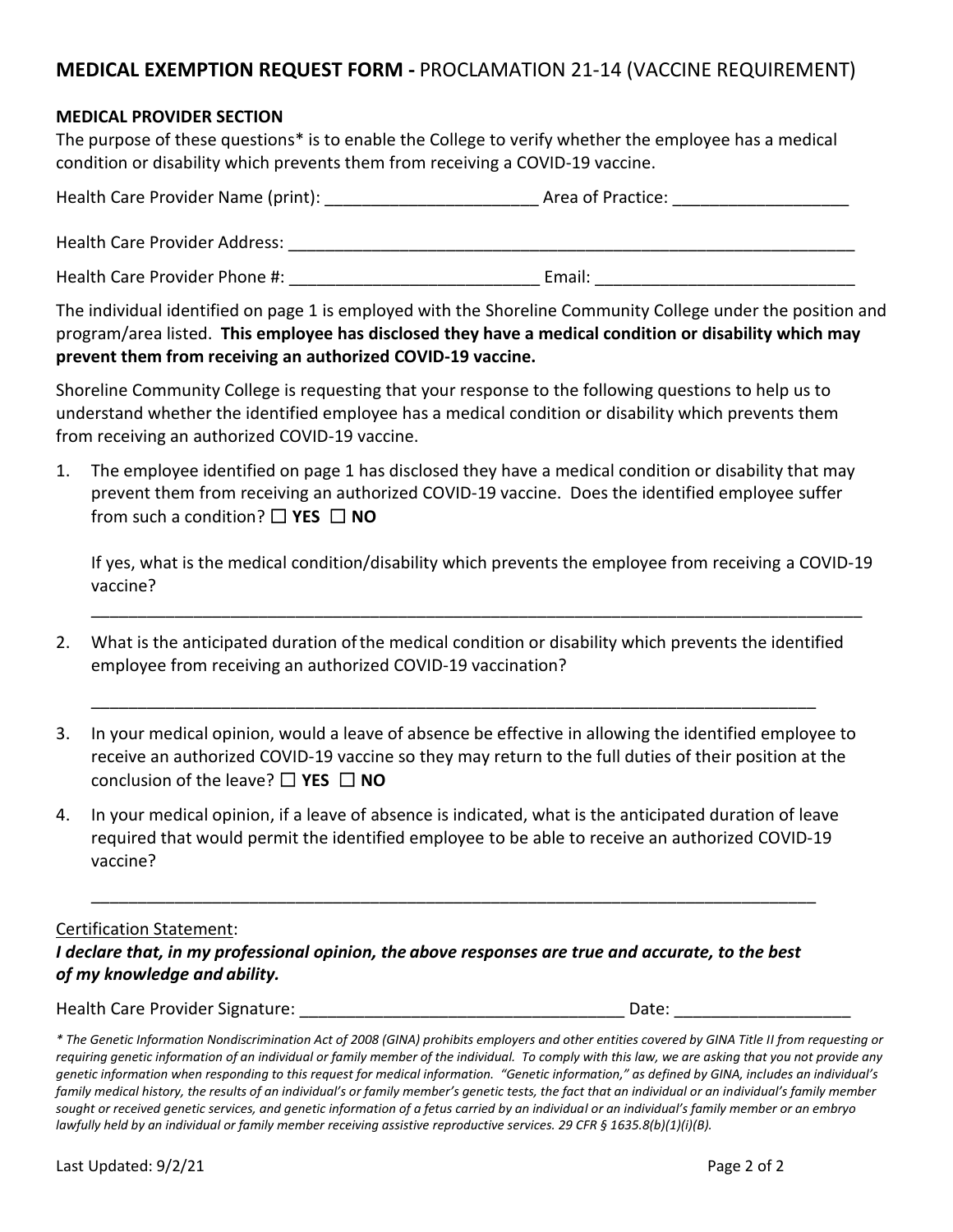## **MEDICAL EXEMPTION REQUEST FORM -** PROCLAMATION 21-14 (VACCINE REQUIREMENT)

**MEDICAL PROVIDER SECTION**

The purpose of these questions* is to enable the College to verify whether the employee has a medical condition or disability which prevents them from receiving a COVID-19 vaccine.

Health Care Provider Name (print): ______________________ Area of Practice: __________________

Health Care Provider Address: ______________________________________________________________

Health Care Provider Phone #: __________________________ Email: ____________________________

The individual identified on page 1 is employed with the Shoreline Community College under the position and program/area listed. **This employee has disclosed they have a medical condition or disability which may prevent them from receiving an authorized COVID-19 vaccine.**

Shoreline Community College is requesting that your response to the following questions to help us to understand whether the identified employee has a medical condition or disability which prevents them from receiving an authorized COVID-19 vaccine.

1. The employee identified on page 1 has disclosed they have a medical condition or disability that may prevent them from receiving an authorized COVID-19 vaccine. Does the identified employee suffer from such a condition? ☐ **YES** ☐ **NO**

   If yes, what is the medical condition/disability which prevents the employee from receiving a COVID-19 vaccine?

   ________________________________________________________________________________

2. What is the anticipated duration of the medical condition or disability which prevents the identified employee from receiving an authorized COVID-19 vaccination?

   ________________________________________________________________________________

3. In your medical opinion, would a leave of absence be effective in allowing the identified employee to receive an authorized COVID-19 vaccine so they may return to the full duties of their position at the conclusion of the leave? ☐ **YES** ☐ **NO**

4. In your medical opinion, if a leave of absence is indicated, what is the anticipated duration of leave required that would permit the identified employee to be able to receive an authorized COVID-19 vaccine?

   ________________________________________________________________________________

Certification Statement:

***I declare that, in my professional opinion, the above responses are true and accurate, to the best of my knowledge and ability.***

Health Care Provider Signature: _________________________________ Date: __________________

*\* The Genetic Information Nondiscrimination Act of 2008 (GINA) prohibits employers and other entities covered by GINA Title II from requesting or requiring genetic information of an individual or family member of the individual. To comply with this law, we are asking that you not provide any genetic information when responding to this request for medical information. "Genetic information," as defined by GINA, includes an individual's family medical history, the results of an individual's or family member's genetic tests, the fact that an individual or an individual's family member sought or received genetic services, and genetic information of a fetus carried by an individual or an individual's family member or an embryo lawfully held by an individual or family member receiving assistive reproductive services. 29 CFR § 1635.8(b)(1)(i)(B).*

Last Updated: 9/2/21